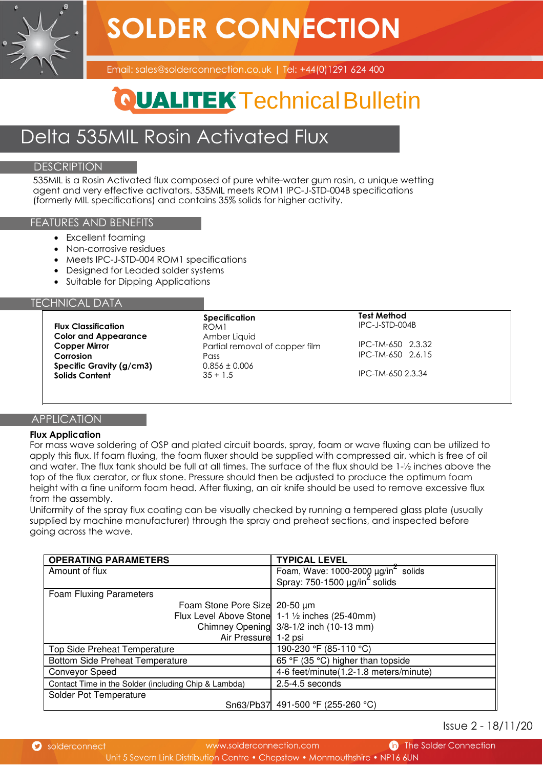# SOLDER CONNECTION

Email: sales@solderconnection.co.uk | Tel: +44(0)1291 624 400

## QUALITEK Technical Bulletin

# Delta 535MIL Rosin Activated Flux

## DESCRIPTION

535MIL is a Rosin Activated flux composed of pure white-water gum rosin, a unique wetting agent and very effective activators. 535MIL meets ROM1 IPC-J-STD-004B specifications (formerly MIL specifications) and contains 35% solids for higher activity.

## FEATURES AND BENEFITS

- Excellent foaming
- Non-corrosive residues
- Meets IPC-J-STD-004 ROM1 specifications
- Designed for Leaded solder systems
- Suitable for Dipping Applications

## TECHNICAL DATA

| | Specification | Test Method |
|---|---|---|
| **Flux Classification** | ROM1 | IPC-J-STD-004B |
| **Color and Appearance** | Amber Liquid | |
| **Copper Mirror** | Partial removal of copper film | IPC-TM-650 2.3.32 |
| **Corrosion** | Pass | IPC-TM-650 2.6.15 |
| **Specific Gravity (g/cm3)** | 0.856 ± 0.006 | |
| **Solids Content** | 35 + 1.5 | IPC-TM-650 2.3.34 |

## APPLICATION

**Flux Application**

For mass wave soldering of OSP and plated circuit boards, spray, foam or wave fluxing can be utilized to apply this flux. If foam fluxing, the foam fluxer should be supplied with compressed air, which is free of oil and water. The flux tank should be full at all times. The surface of the flux should be 1-½ inches above the top of the flux aerator, or flux stone. Pressure should then be adjusted to produce the optimum foam height with a fine uniform foam head. After fluxing, an air knife should be used to remove excessive flux from the assembly.

Uniformity of the spray flux coating can be visually checked by running a tempered glass plate (usually supplied by machine manufacturer) through the spray and preheat sections, and inspected before going across the wave.

| OPERATING PARAMETERS | TYPICAL LEVEL |
|---|---|
| Amount of flux | Foam, Wave: 1000-2000 µg/in² solids<br>Spray: 750-1500 µg/in² solids |
| Foam Fluxing Parameters | |
| Foam Stone Pore Size | 20-50 µm |
| Flux Level Above Stone | 1-1 ½ inches (25-40mm) |
| Chimney Opening | 3/8-1/2 inch (10-13 mm) |
| Air Pressure | 1-2 psi |
| Top Side Preheat Temperature | 190-230 °F (85-110 °C) |
| Bottom Side Preheat Temperature | 65 °F (35 °C) higher than topside |
| Conveyor Speed | 4-6 feet/minute(1.2-1.8 meters/minute) |
| Contact Time in the Solder (including Chip & Lambda) | 2.5-4.5 seconds |
| Solder Pot Temperature | |
| Sn63/Pb37 | 491-500 °F (255-260 °C) |

Issue 2 - 18/11/20

solderconnect | www.solderconnection.com | The Solder Connection

Unit 5 Severn Link Distribution Centre • Chepstow • Monmouthshire • NP16 6UN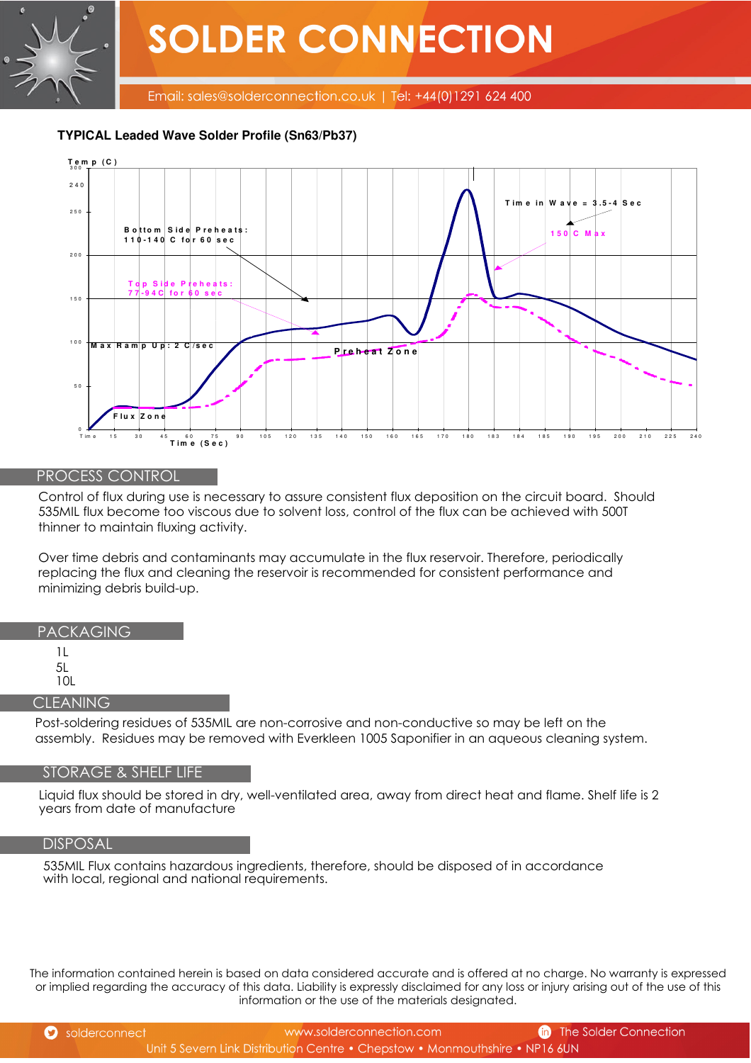## TYPICAL Leaded Wave Solder Profile (Sn63/Pb37)

Temp (C)

300
240
250
200
150
100
50
0

Bottom Side Preheats:
110-140 C for 60 sec

Top Side Preheats:
77-94C for 60 sec

Max Ramp Up: 2 C/sec

Time in Wave = 3.5-4 Sec

150 C Max

Preheat Zone

Flux Zone

Time 15 30 45 60 75 90 105 120 135 140 150 160 165 170 180 183 184 185 190 195 200 210 225 240

Time (Sec)

## PROCESS CONTROL

Control of flux during use is necessary to assure consistent flux deposition on the circuit board. Should 535MIL flux become too viscous due to solvent loss, control of the flux can be achieved with 500T thinner to maintain fluxing activity.

Over time debris and contaminants may accumulate in the flux reservoir. Therefore, periodically replacing the flux and cleaning the reservoir is recommended for consistent performance and minimizing debris build-up.

## PACKAGING

1L
5L
10L

## CLEANING

Post-soldering residues of 535MIL are non-corrosive and non-conductive so may be left on the assembly. Residues may be removed with Everkleen 1005 Saponifier in an aqueous cleaning system.

## STORAGE & SHELF LIFE

Liquid flux should be stored in dry, well-ventilated area, away from direct heat and flame. Shelf life is 2 years from date of manufacture

## DISPOSAL

535MIL Flux contains hazardous ingredients, therefore, should be disposed of in accordance with local, regional and national requirements.

The information contained herein is based on data considered accurate and is offered at no charge. No warranty is expressed or implied regarding the accuracy of this data. Liability is expressly disclaimed for any loss or injury arising out of the use of this information or the use of the materials designated.